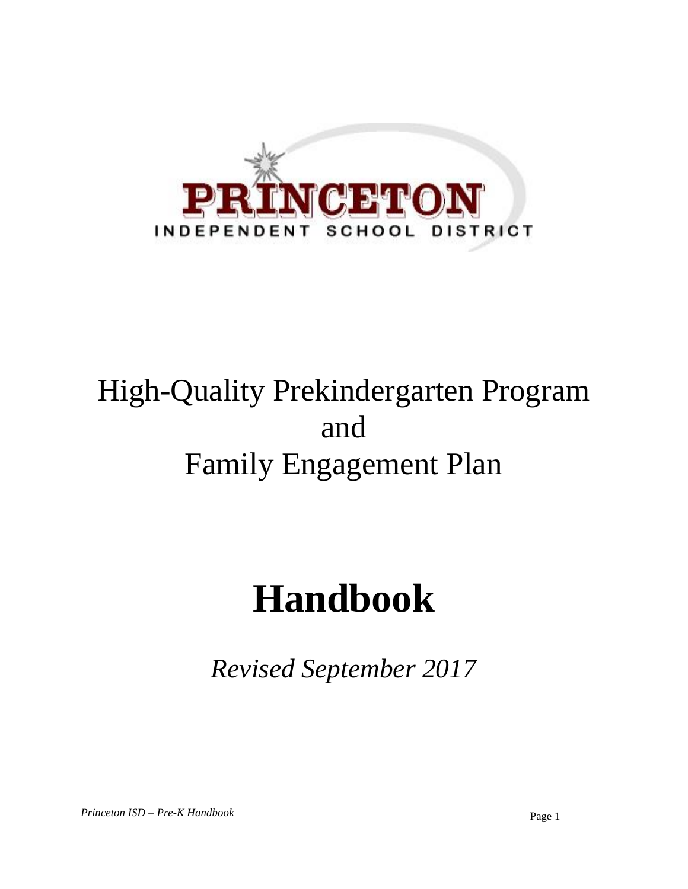PRINCETON

INDEPENDENT SCHOOL DISTRICT

# High-Quality Prekindergarten Program and Family Engagement Plan

# Handbook

*Revised September 2017*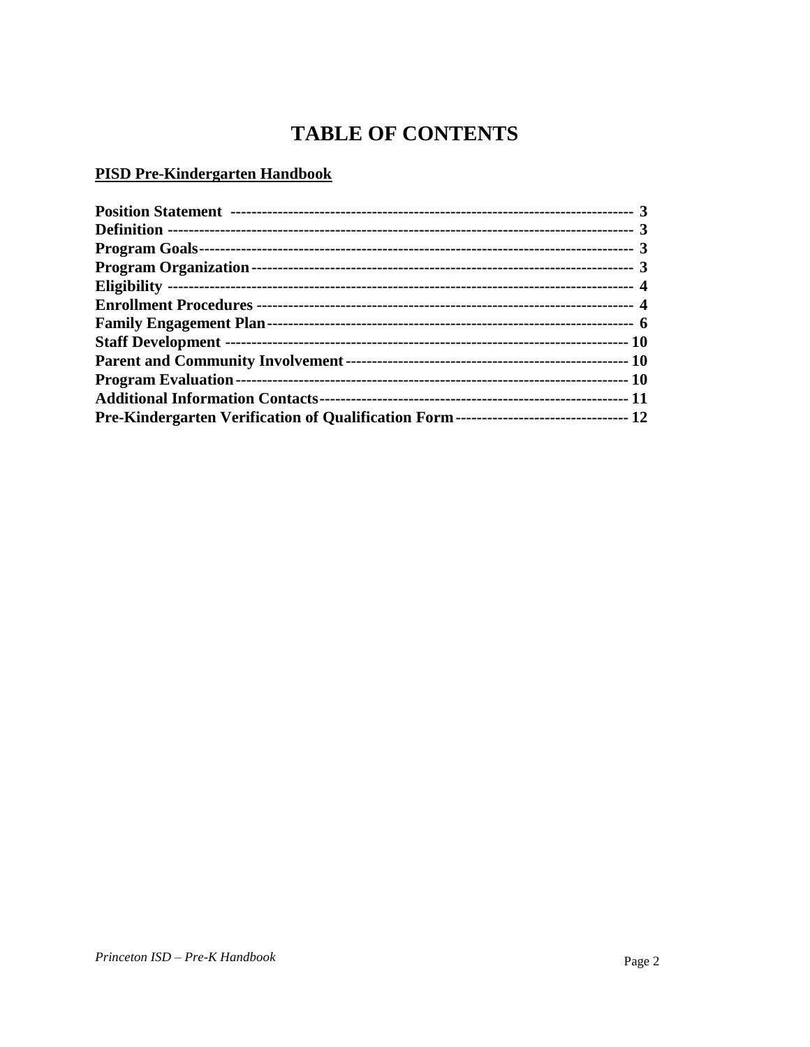# TABLE OF CONTENTS

**PISD Pre-Kindergarten Handbook**

**Position Statement** ---------------------------------------------------------------------------- **3**
**Definition** ------------------------------------------------------------------------------------ **3**
**Program Goals**------------------------------------------------------------------------------- **3**
**Program Organization**------------------------------------------------------------------------ **3**
**Eligibility** ------------------------------------------------------------------------------------ **4**
**Enrollment Procedures** ----------------------------------------------------------------------- **4**
**Family Engagement Plan**--------------------------------------------------------------------- **6**
**Staff Development** ---------------------------------------------------------------------------- **10**
**Parent and Community Involvement**------------------------------------------------------ **10**
**Program Evaluation**--------------------------------------------------------------------------- **10**
**Additional Information Contacts**---------------------------------------------------------- **11**
**Pre-Kindergarten Verification of Qualification Form**--------------------------------- **12**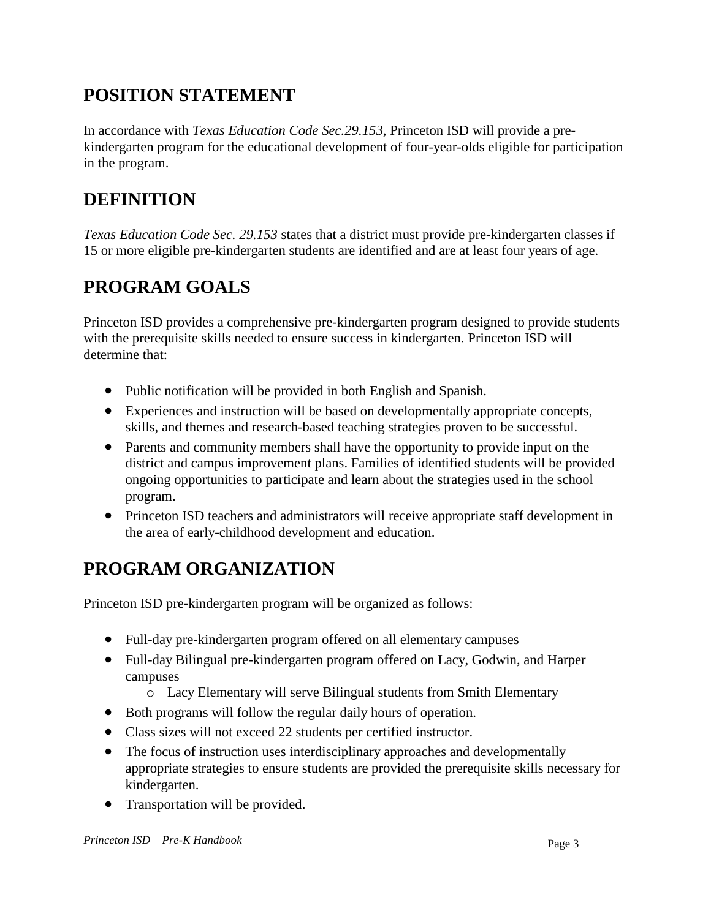## POSITION STATEMENT

In accordance with *Texas Education Code Sec.29.153*, Princeton ISD will provide a pre-kindergarten program for the educational development of four-year-olds eligible for participation in the program.

## DEFINITION

*Texas Education Code Sec. 29.153* states that a district must provide pre-kindergarten classes if 15 or more eligible pre-kindergarten students are identified and are at least four years of age.

## PROGRAM GOALS

Princeton ISD provides a comprehensive pre-kindergarten program designed to provide students with the prerequisite skills needed to ensure success in kindergarten. Princeton ISD will determine that:

- Public notification will be provided in both English and Spanish.
- Experiences and instruction will be based on developmentally appropriate concepts, skills, and themes and research-based teaching strategies proven to be successful.
- Parents and community members shall have the opportunity to provide input on the district and campus improvement plans. Families of identified students will be provided ongoing opportunities to participate and learn about the strategies used in the school program.
- Princeton ISD teachers and administrators will receive appropriate staff development in the area of early-childhood development and education.

## PROGRAM ORGANIZATION

Princeton ISD pre-kindergarten program will be organized as follows:

- Full-day pre-kindergarten program offered on all elementary campuses
- Full-day Bilingual pre-kindergarten program offered on Lacy, Godwin, and Harper campuses
    - Lacy Elementary will serve Bilingual students from Smith Elementary
- Both programs will follow the regular daily hours of operation.
- Class sizes will not exceed 22 students per certified instructor.
- The focus of instruction uses interdisciplinary approaches and developmentally appropriate strategies to ensure students are provided the prerequisite skills necessary for kindergarten.
- Transportation will be provided.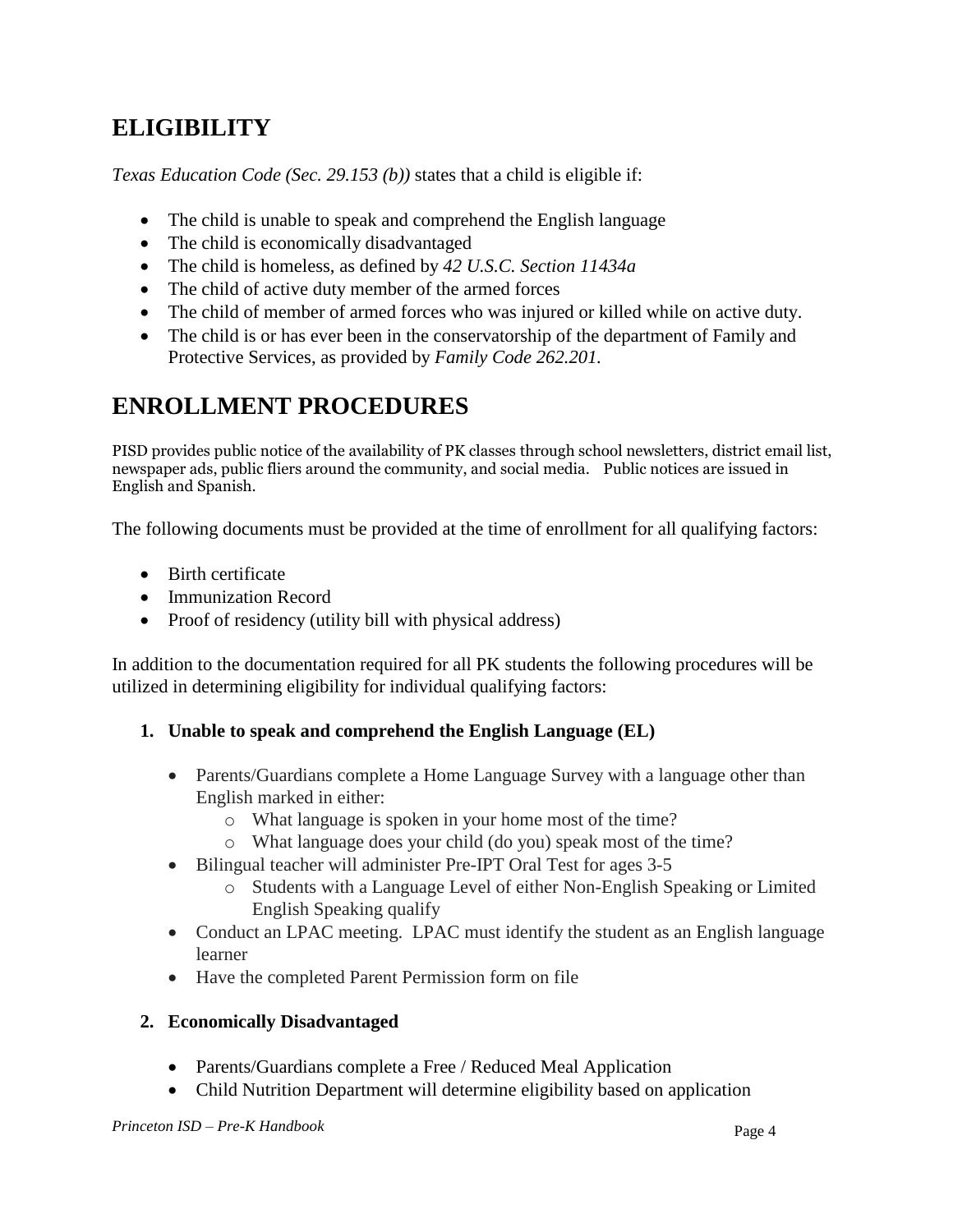# ELIGIBILITY

*Texas Education Code (Sec. 29.153 (b))* states that a child is eligible if:

- The child is unable to speak and comprehend the English language
- The child is economically disadvantaged
- The child is homeless, as defined by *42 U.S.C. Section 11434a*
- The child of active duty member of the armed forces
- The child of member of armed forces who was injured or killed while on active duty.
- The child is or has ever been in the conservatorship of the department of Family and Protective Services, as provided by *Family Code 262.201.*

# ENROLLMENT PROCEDURES

PISD provides public notice of the availability of PK classes through school newsletters, district email list, newspaper ads, public fliers around the community, and social media. Public notices are issued in English and Spanish.

The following documents must be provided at the time of enrollment for all qualifying factors:

- Birth certificate
- Immunization Record
- Proof of residency (utility bill with physical address)

In addition to the documentation required for all PK students the following procedures will be utilized in determining eligibility for individual qualifying factors:

1. **Unable to speak and comprehend the English Language (EL)**

   - Parents/Guardians complete a Home Language Survey with a language other than English marked in either:
     - What language is spoken in your home most of the time?
     - What language does your child (do you) speak most of the time?
   - Bilingual teacher will administer Pre-IPT Oral Test for ages 3-5
     - Students with a Language Level of either Non-English Speaking or Limited English Speaking qualify
   - Conduct an LPAC meeting. LPAC must identify the student as an English language learner
   - Have the completed Parent Permission form on file

2. **Economically Disadvantaged**

   - Parents/Guardians complete a Free / Reduced Meal Application
   - Child Nutrition Department will determine eligibility based on application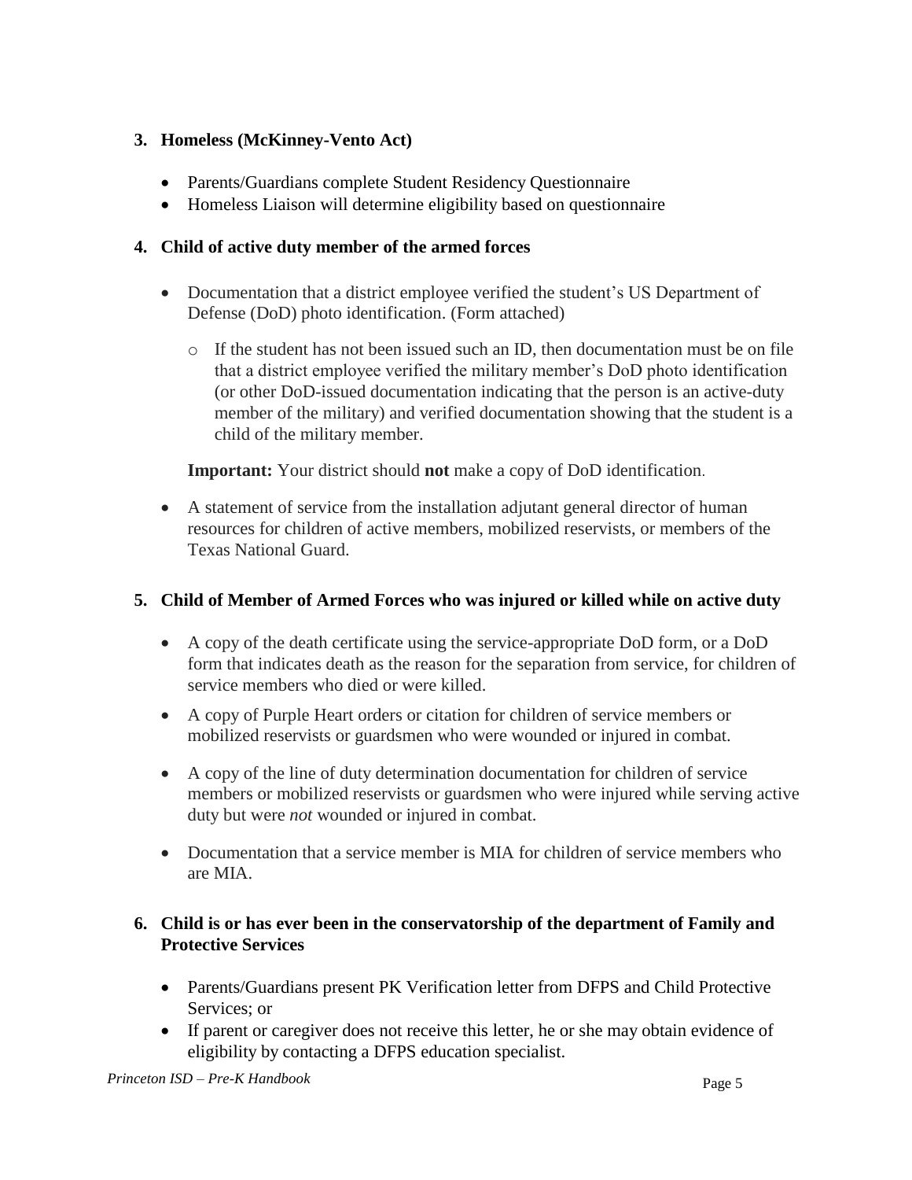**3. Homeless (McKinney-Vento Act)**

- Parents/Guardians complete Student Residency Questionnaire
- Homeless Liaison will determine eligibility based on questionnaire

**4. Child of active duty member of the armed forces**

- Documentation that a district employee verified the student's US Department of Defense (DoD) photo identification. (Form attached)
    - If the student has not been issued such an ID, then documentation must be on file that a district employee verified the military member's DoD photo identification (or other DoD-issued documentation indicating that the person is an active-duty member of the military) and verified documentation showing that the student is a child of the military member.

  **Important:** Your district should **not** make a copy of DoD identification.

- A statement of service from the installation adjutant general director of human resources for children of active members, mobilized reservists, or members of the Texas National Guard.

**5. Child of Member of Armed Forces who was injured or killed while on active duty**

- A copy of the death certificate using the service-appropriate DoD form, or a DoD form that indicates death as the reason for the separation from service, for children of service members who died or were killed.
- A copy of Purple Heart orders or citation for children of service members or mobilized reservists or guardsmen who were wounded or injured in combat.
- A copy of the line of duty determination documentation for children of service members or mobilized reservists or guardsmen who were injured while serving active duty but were *not* wounded or injured in combat.
- Documentation that a service member is MIA for children of service members who are MIA.

**6. Child is or has ever been in the conservatorship of the department of Family and Protective Services**

- Parents/Guardians present PK Verification letter from DFPS and Child Protective Services; or
- If parent or caregiver does not receive this letter, he or she may obtain evidence of eligibility by contacting a DFPS education specialist.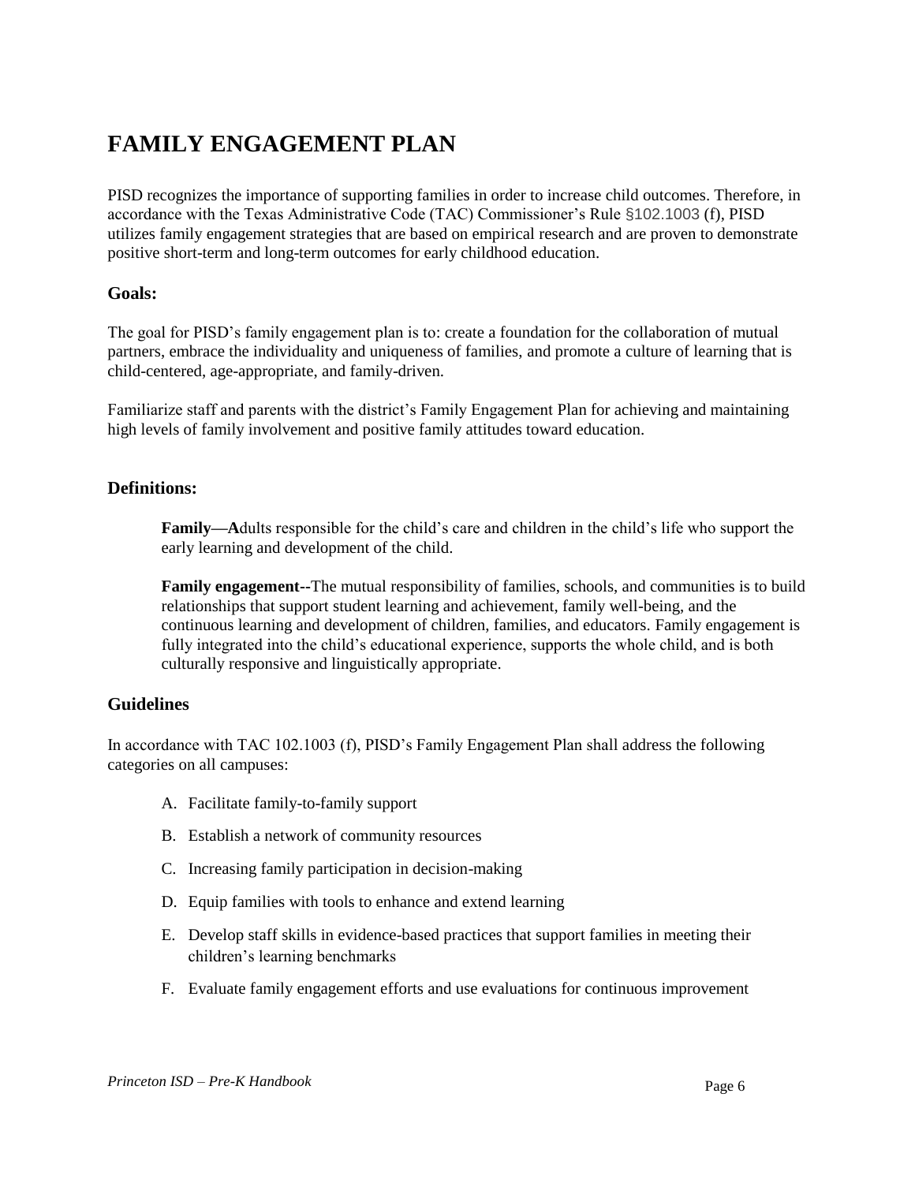# FAMILY ENGAGEMENT PLAN

PISD recognizes the importance of supporting families in order to increase child outcomes. Therefore, in accordance with the Texas Administrative Code (TAC) Commissioner's Rule §102.1003 (f), PISD utilizes family engagement strategies that are based on empirical research and are proven to demonstrate positive short-term and long-term outcomes for early childhood education.

## Goals:

The goal for PISD's family engagement plan is to: create a foundation for the collaboration of mutual partners, embrace the individuality and uniqueness of families, and promote a culture of learning that is child-centered, age-appropriate, and family-driven.

Familiarize staff and parents with the district's Family Engagement Plan for achieving and maintaining high levels of family involvement and positive family attitudes toward education.

## Definitions:

**Family—A**dults responsible for the child's care and children in the child's life who support the early learning and development of the child.

**Family engagement--**The mutual responsibility of families, schools, and communities is to build relationships that support student learning and achievement, family well-being, and the continuous learning and development of children, families, and educators. Family engagement is fully integrated into the child's educational experience, supports the whole child, and is both culturally responsive and linguistically appropriate.

## Guidelines

In accordance with TAC 102.1003 (f), PISD's Family Engagement Plan shall address the following categories on all campuses:

A. Facilitate family-to-family support

B. Establish a network of community resources

C. Increasing family participation in decision-making

D. Equip families with tools to enhance and extend learning

E. Develop staff skills in evidence-based practices that support families in meeting their children's learning benchmarks

F. Evaluate family engagement efforts and use evaluations for continuous improvement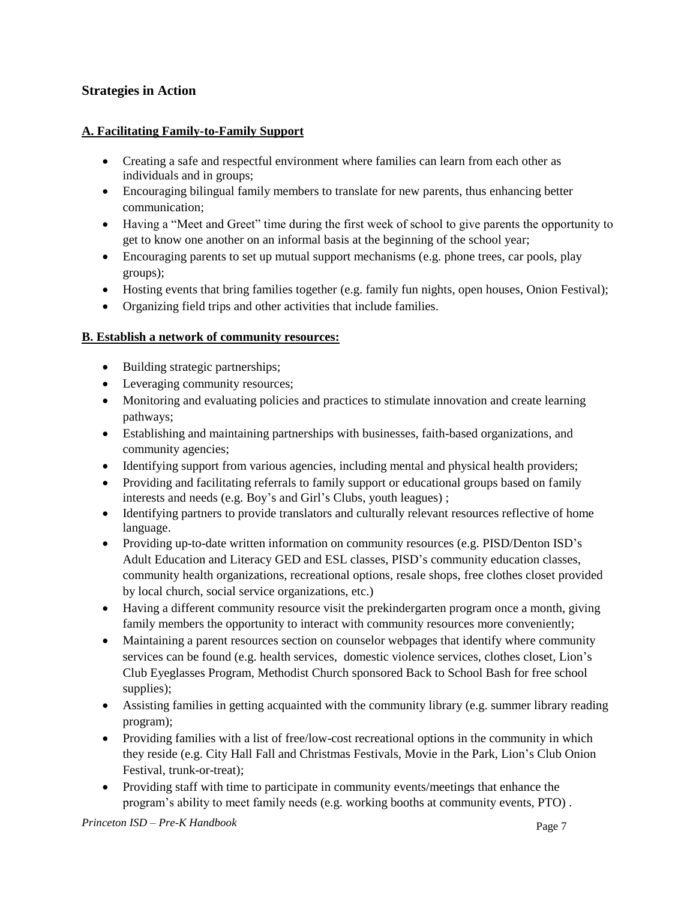## Strategies in Action

### A. Facilitating Family-to-Family Support

- Creating a safe and respectful environment where families can learn from each other as individuals and in groups;
- Encouraging bilingual family members to translate for new parents, thus enhancing better communication;
- Having a "Meet and Greet" time during the first week of school to give parents the opportunity to get to know one another on an informal basis at the beginning of the school year;
- Encouraging parents to set up mutual support mechanisms (e.g. phone trees, car pools, play groups);
- Hosting events that bring families together (e.g. family fun nights, open houses, Onion Festival);
- Organizing field trips and other activities that include families.

### B. Establish a network of community resources:

- Building strategic partnerships;
- Leveraging community resources;
- Monitoring and evaluating policies and practices to stimulate innovation and create learning pathways;
- Establishing and maintaining partnerships with businesses, faith-based organizations, and community agencies;
- Identifying support from various agencies, including mental and physical health providers;
- Providing and facilitating referrals to family support or educational groups based on family interests and needs (e.g. Boy's and Girl's Clubs, youth leagues) ;
- Identifying partners to provide translators and culturally relevant resources reflective of home language.
- Providing up-to-date written information on community resources (e.g. PISD/Denton ISD's Adult Education and Literacy GED and ESL classes, PISD's community education classes, community health organizations, recreational options, resale shops, free clothes closet provided by local church, social service organizations, etc.)
- Having a different community resource visit the prekindergarten program once a month, giving family members the opportunity to interact with community resources more conveniently;
- Maintaining a parent resources section on counselor webpages that identify where community services can be found (e.g. health services, domestic violence services, clothes closet, Lion's Club Eyeglasses Program, Methodist Church sponsored Back to School Bash for free school supplies);
- Assisting families in getting acquainted with the community library (e.g. summer library reading program);
- Providing families with a list of free/low-cost recreational options in the community in which they reside (e.g. City Hall Fall and Christmas Festivals, Movie in the Park, Lion's Club Onion Festival, trunk-or-treat);
- Providing staff with time to participate in community events/meetings that enhance the program's ability to meet family needs (e.g. working booths at community events, PTO) .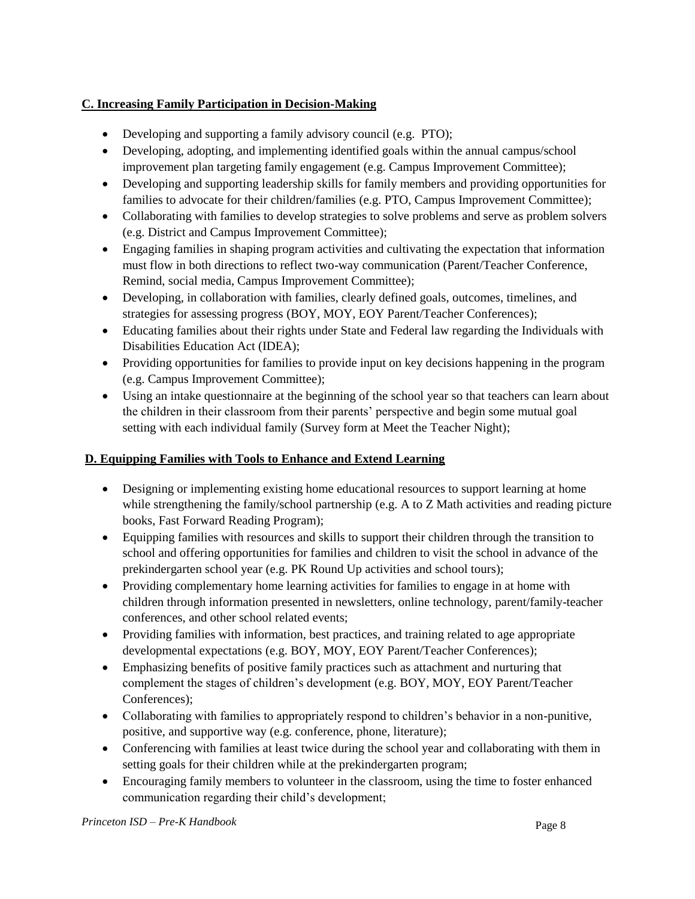**C. Increasing Family Participation in Decision-Making**

- Developing and supporting a family advisory council (e.g. PTO);
- Developing, adopting, and implementing identified goals within the annual campus/school improvement plan targeting family engagement (e.g. Campus Improvement Committee);
- Developing and supporting leadership skills for family members and providing opportunities for families to advocate for their children/families (e.g. PTO, Campus Improvement Committee);
- Collaborating with families to develop strategies to solve problems and serve as problem solvers (e.g. District and Campus Improvement Committee);
- Engaging families in shaping program activities and cultivating the expectation that information must flow in both directions to reflect two-way communication (Parent/Teacher Conference, Remind, social media, Campus Improvement Committee);
- Developing, in collaboration with families, clearly defined goals, outcomes, timelines, and strategies for assessing progress (BOY, MOY, EOY Parent/Teacher Conferences);
- Educating families about their rights under State and Federal law regarding the Individuals with Disabilities Education Act (IDEA);
- Providing opportunities for families to provide input on key decisions happening in the program (e.g. Campus Improvement Committee);
- Using an intake questionnaire at the beginning of the school year so that teachers can learn about the children in their classroom from their parents' perspective and begin some mutual goal setting with each individual family (Survey form at Meet the Teacher Night);

**D. Equipping Families with Tools to Enhance and Extend Learning**

- Designing or implementing existing home educational resources to support learning at home while strengthening the family/school partnership (e.g. A to Z Math activities and reading picture books, Fast Forward Reading Program);
- Equipping families with resources and skills to support their children through the transition to school and offering opportunities for families and children to visit the school in advance of the prekindergarten school year (e.g. PK Round Up activities and school tours);
- Providing complementary home learning activities for families to engage in at home with children through information presented in newsletters, online technology, parent/family-teacher conferences, and other school related events;
- Providing families with information, best practices, and training related to age appropriate developmental expectations (e.g. BOY, MOY, EOY Parent/Teacher Conferences);
- Emphasizing benefits of positive family practices such as attachment and nurturing that complement the stages of children's development (e.g. BOY, MOY, EOY Parent/Teacher Conferences);
- Collaborating with families to appropriately respond to children's behavior in a non-punitive, positive, and supportive way (e.g. conference, phone, literature);
- Conferencing with families at least twice during the school year and collaborating with them in setting goals for their children while at the prekindergarten program;
- Encouraging family members to volunteer in the classroom, using the time to foster enhanced communication regarding their child's development;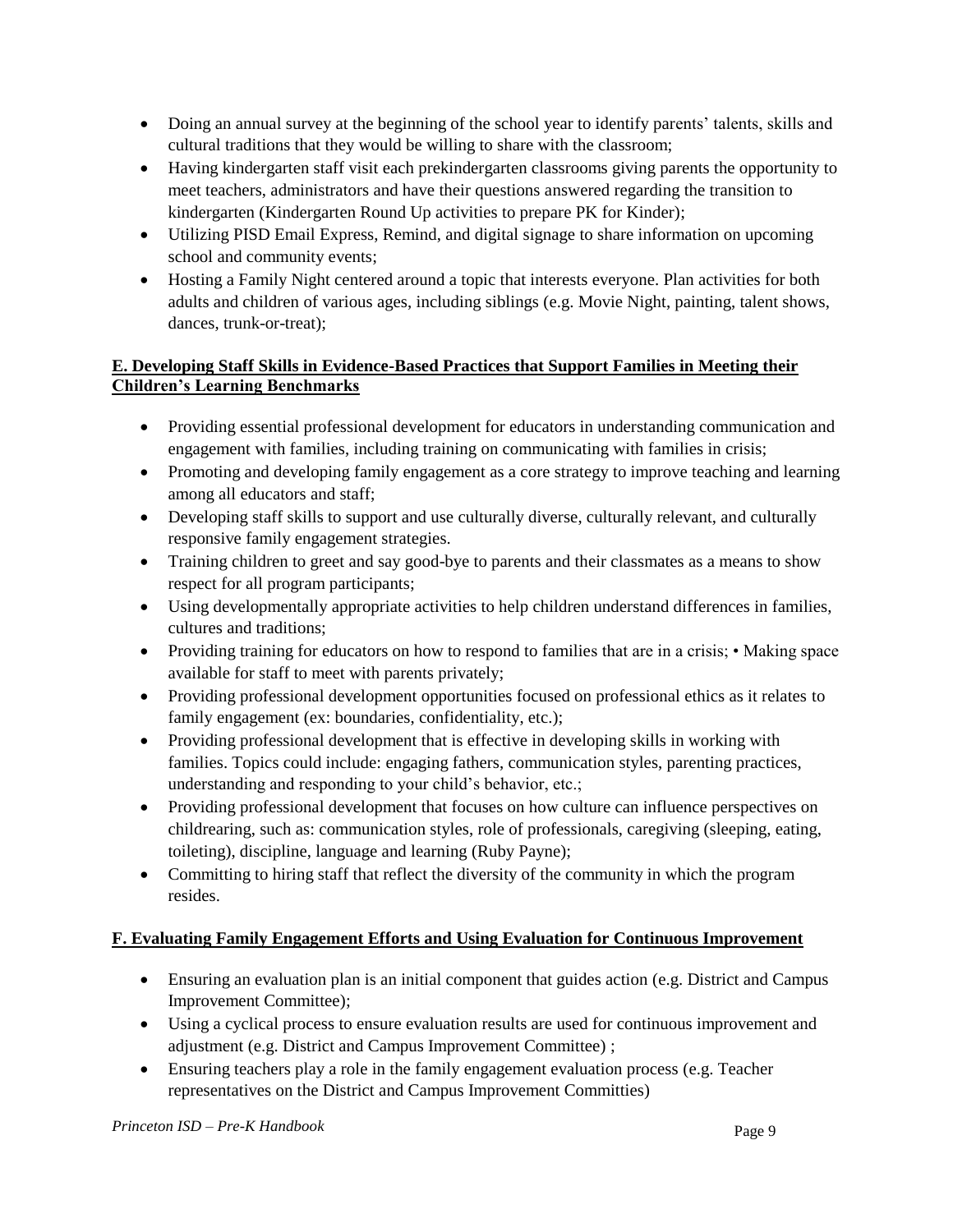- Doing an annual survey at the beginning of the school year to identify parents' talents, skills and cultural traditions that they would be willing to share with the classroom;
- Having kindergarten staff visit each prekindergarten classrooms giving parents the opportunity to meet teachers, administrators and have their questions answered regarding the transition to kindergarten (Kindergarten Round Up activities to prepare PK for Kinder);
- Utilizing PISD Email Express, Remind, and digital signage to share information on upcoming school and community events;
- Hosting a Family Night centered around a topic that interests everyone. Plan activities for both adults and children of various ages, including siblings (e.g. Movie Night, painting, talent shows, dances, trunk-or-treat);

**E. Developing Staff Skills in Evidence-Based Practices that Support Families in Meeting their Children's Learning Benchmarks**

- Providing essential professional development for educators in understanding communication and engagement with families, including training on communicating with families in crisis;
- Promoting and developing family engagement as a core strategy to improve teaching and learning among all educators and staff;
- Developing staff skills to support and use culturally diverse, culturally relevant, and culturally responsive family engagement strategies.
- Training children to greet and say good-bye to parents and their classmates as a means to show respect for all program participants;
- Using developmentally appropriate activities to help children understand differences in families, cultures and traditions;
- Providing training for educators on how to respond to families that are in a crisis; • Making space available for staff to meet with parents privately;
- Providing professional development opportunities focused on professional ethics as it relates to family engagement (ex: boundaries, confidentiality, etc.);
- Providing professional development that is effective in developing skills in working with families. Topics could include: engaging fathers, communication styles, parenting practices, understanding and responding to your child's behavior, etc.;
- Providing professional development that focuses on how culture can influence perspectives on childrearing, such as: communication styles, role of professionals, caregiving (sleeping, eating, toileting), discipline, language and learning (Ruby Payne);
- Committing to hiring staff that reflect the diversity of the community in which the program resides.

**F. Evaluating Family Engagement Efforts and Using Evaluation for Continuous Improvement**

- Ensuring an evaluation plan is an initial component that guides action (e.g. District and Campus Improvement Committee);
- Using a cyclical process to ensure evaluation results are used for continuous improvement and adjustment (e.g. District and Campus Improvement Committee) ;
- Ensuring teachers play a role in the family engagement evaluation process (e.g. Teacher representatives on the District and Campus Improvement Committies)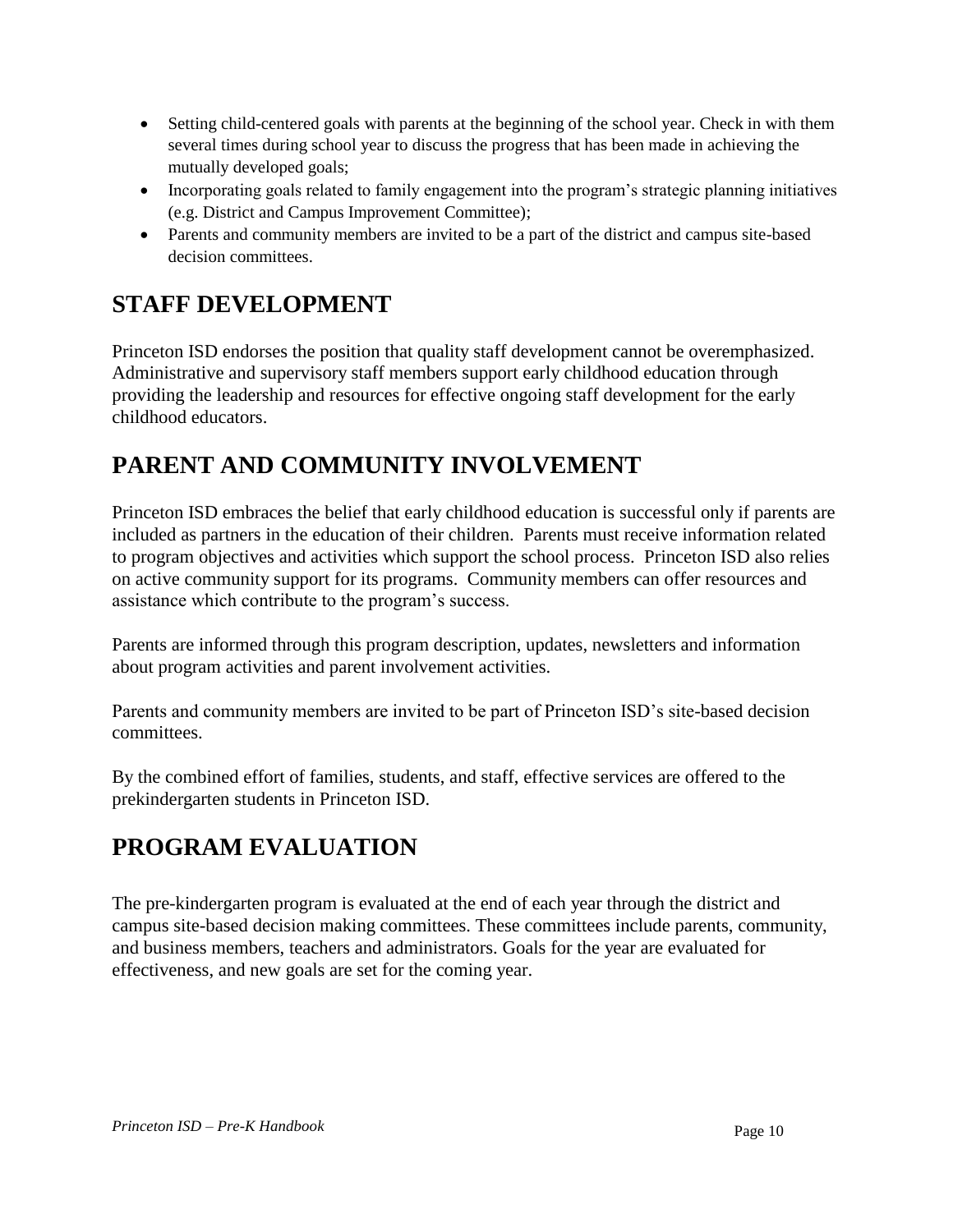- Setting child-centered goals with parents at the beginning of the school year. Check in with them several times during school year to discuss the progress that has been made in achieving the mutually developed goals;
- Incorporating goals related to family engagement into the program's strategic planning initiatives (e.g. District and Campus Improvement Committee);
- Parents and community members are invited to be a part of the district and campus site-based decision committees.

## STAFF DEVELOPMENT

Princeton ISD endorses the position that quality staff development cannot be overemphasized. Administrative and supervisory staff members support early childhood education through providing the leadership and resources for effective ongoing staff development for the early childhood educators.

## PARENT AND COMMUNITY INVOLVEMENT

Princeton ISD embraces the belief that early childhood education is successful only if parents are included as partners in the education of their children. Parents must receive information related to program objectives and activities which support the school process. Princeton ISD also relies on active community support for its programs. Community members can offer resources and assistance which contribute to the program's success.

Parents are informed through this program description, updates, newsletters and information about program activities and parent involvement activities.

Parents and community members are invited to be part of Princeton ISD's site-based decision committees.

By the combined effort of families, students, and staff, effective services are offered to the prekindergarten students in Princeton ISD.

## PROGRAM EVALUATION

The pre-kindergarten program is evaluated at the end of each year through the district and campus site-based decision making committees. These committees include parents, community, and business members, teachers and administrators. Goals for the year are evaluated for effectiveness, and new goals are set for the coming year.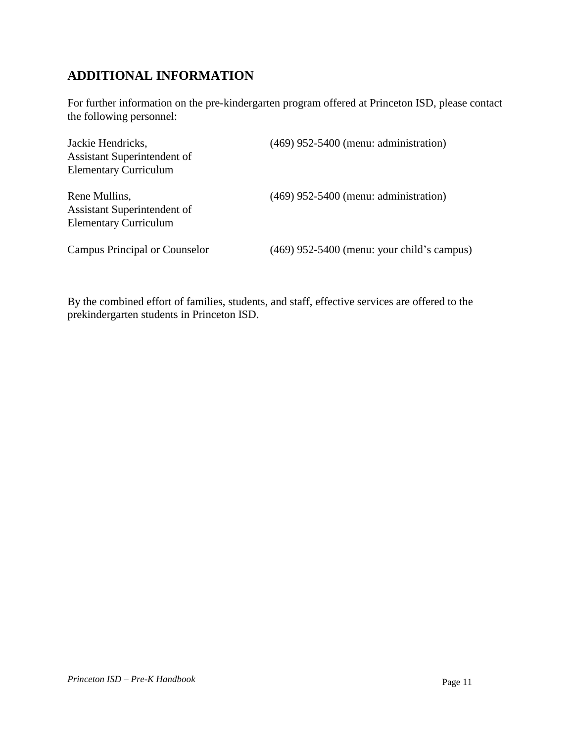## ADDITIONAL INFORMATION

For further information on the pre-kindergarten program offered at Princeton ISD, please contact the following personnel:

| | |
|---|---|
| Jackie Hendricks, Assistant Superintendent of Elementary Curriculum | (469) 952-5400 (menu: administration) |
| Rene Mullins, Assistant Superintendent of Elementary Curriculum | (469) 952-5400 (menu: administration) |
| Campus Principal or Counselor | (469) 952-5400 (menu: your child's campus) |

By the combined effort of families, students, and staff, effective services are offered to the prekindergarten students in Princeton ISD.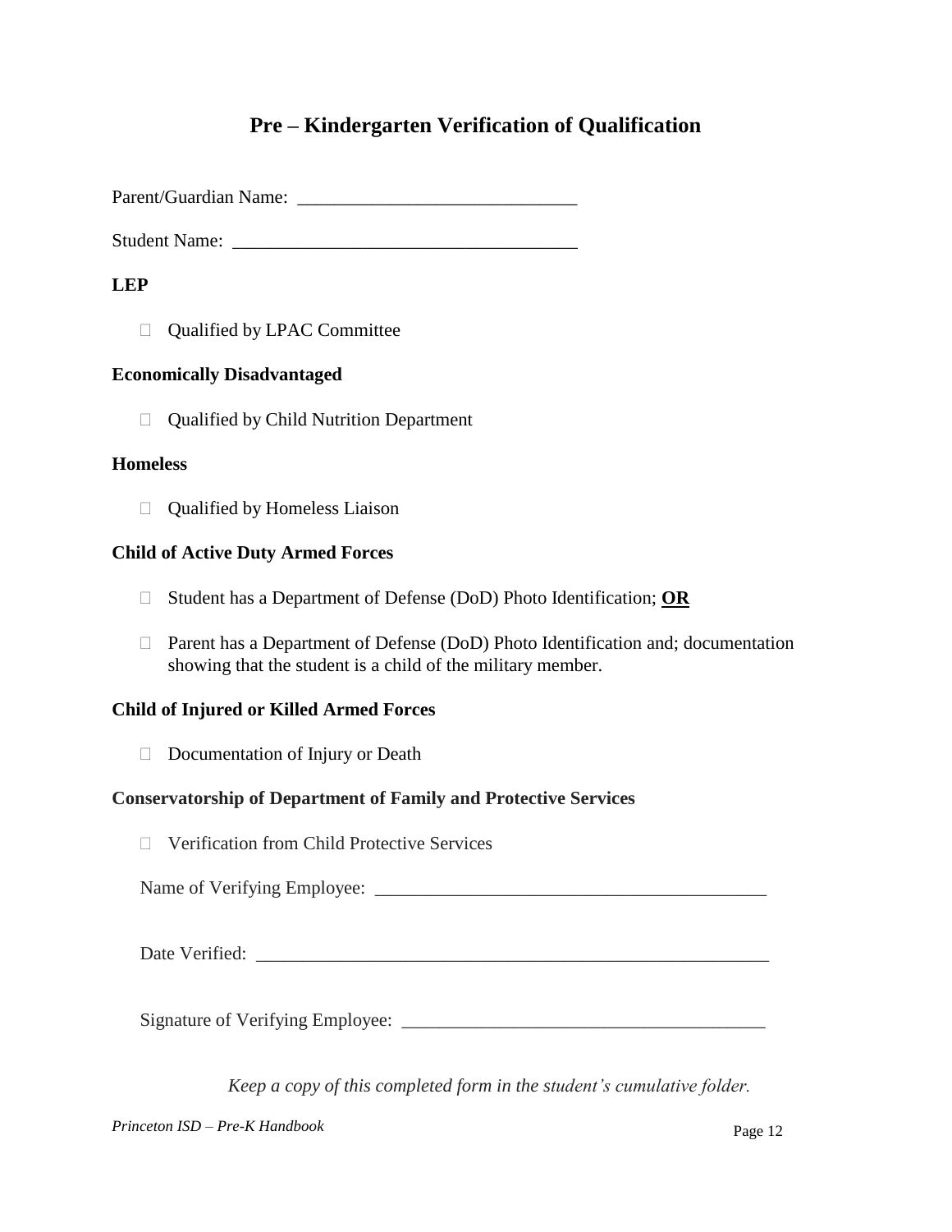# Pre – Kindergarten Verification of Qualification

Parent/Guardian Name: ______________________________

Student Name: ____________________________________

**LEP**

- ☐ Qualified by LPAC Committee

**Economically Disadvantaged**

- ☐ Qualified by Child Nutrition Department

**Homeless**

- ☐ Qualified by Homeless Liaison

**Child of Active Duty Armed Forces**

- ☐ Student has a Department of Defense (DoD) Photo Identification; **OR**
- ☐ Parent has a Department of Defense (DoD) Photo Identification and; documentation showing that the student is a child of the military member.

**Child of Injured or Killed Armed Forces**

- ☐ Documentation of Injury or Death

**Conservatorship of Department of Family and Protective Services**

- ☐ Verification from Child Protective Services

Name of Verifying Employee: ___________________________________________

Date Verified: _________________________________________________________

Signature of Verifying Employee: _______________________________________

*Keep a copy of this completed form in the student's cumulative folder.*